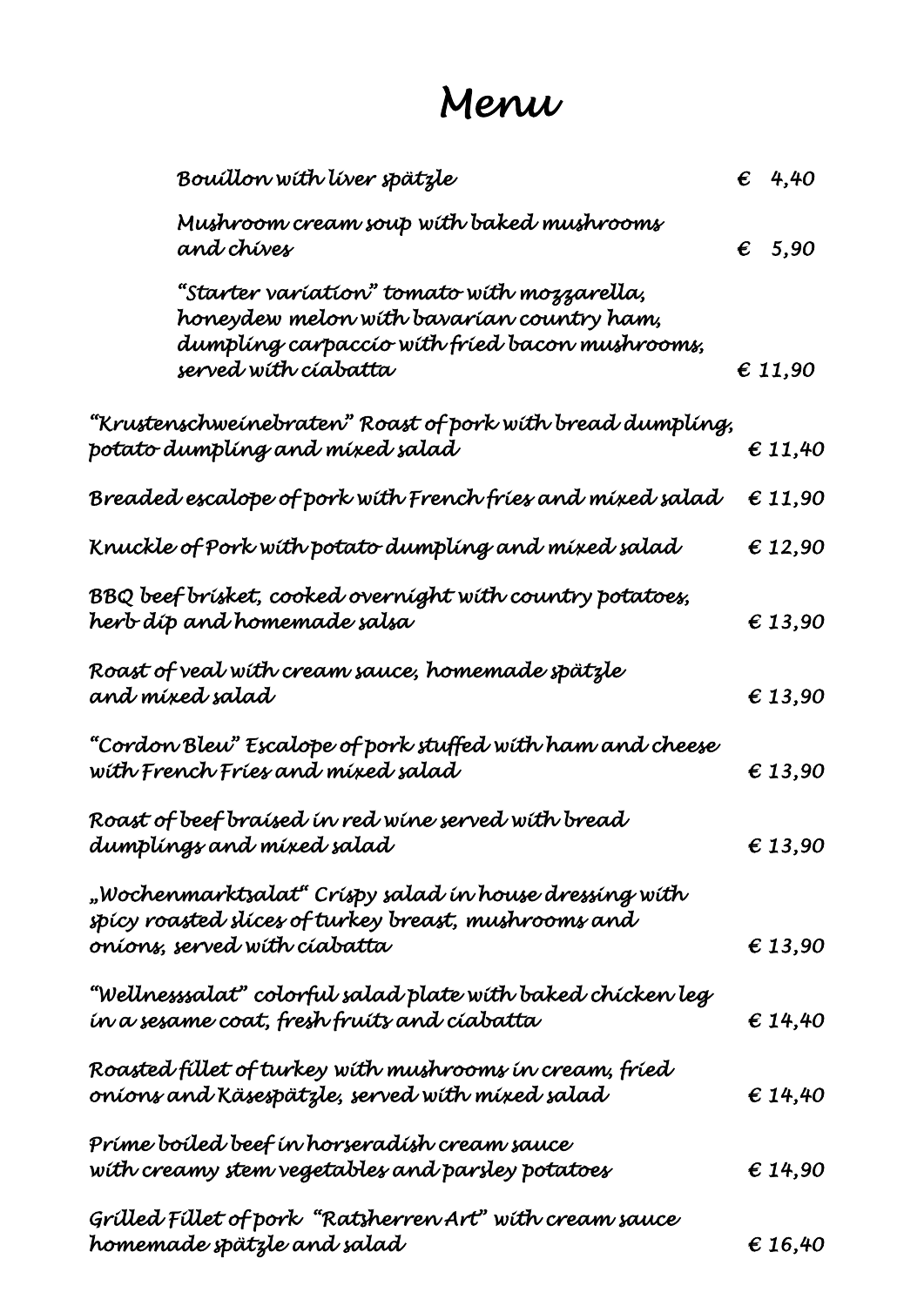# Menu

| | |
|---|---|
| Bouillon with liver spätzle | € 4,40 |
| Mushroom cream soup with baked mushrooms and chives | € 5,90 |
| "Starter variation" tomato with mozzarella, honeydew melon with bavarian country ham, dumpling carpaccio with fried bacon mushrooms, served with ciabatta | € 11,90 |
| "Krustenschweinebraten" Roast of pork with bread dumpling, potato dumpling and mixed salad | € 11,40 |
| Breaded escalope of pork with French fries and mixed salad | € 11,90 |
| Knuckle of Pork with potato dumpling and mixed salad | € 12,90 |
| BBQ beef brisket, cooked overnight with country potatoes, herb dip and homemade salsa | € 13,90 |
| Roast of veal with cream sauce, homemade spätzle and mixed salad | € 13,90 |
| "Cordon Bleu" Escalope of pork stuffed with ham and cheese with French Fries and mixed salad | € 13,90 |
| Roast of beef braised in red wine served with bread dumplings and mixed salad | € 13,90 |
| „Wochenmarktsalat" Crispy salad in house dressing with spicy roasted slices of turkey breast, mushrooms and onions, served with ciabatta | € 13,90 |
| "Wellnesssalat" colorful salad plate with baked chicken leg in a sesame coat, fresh fruits and ciabatta | € 14,40 |
| Roasted fillet of turkey with mushrooms in cream, fried onions and Käsespätzle, served with mixed salad | € 14,40 |
| Prime boiled beef in horseradish cream sauce with creamy stem vegetables and parsley potatoes | € 14,90 |
| Grilled Fillet of pork "Ratsherren Art" with cream sauce homemade spätzle and salad | € 16,40 |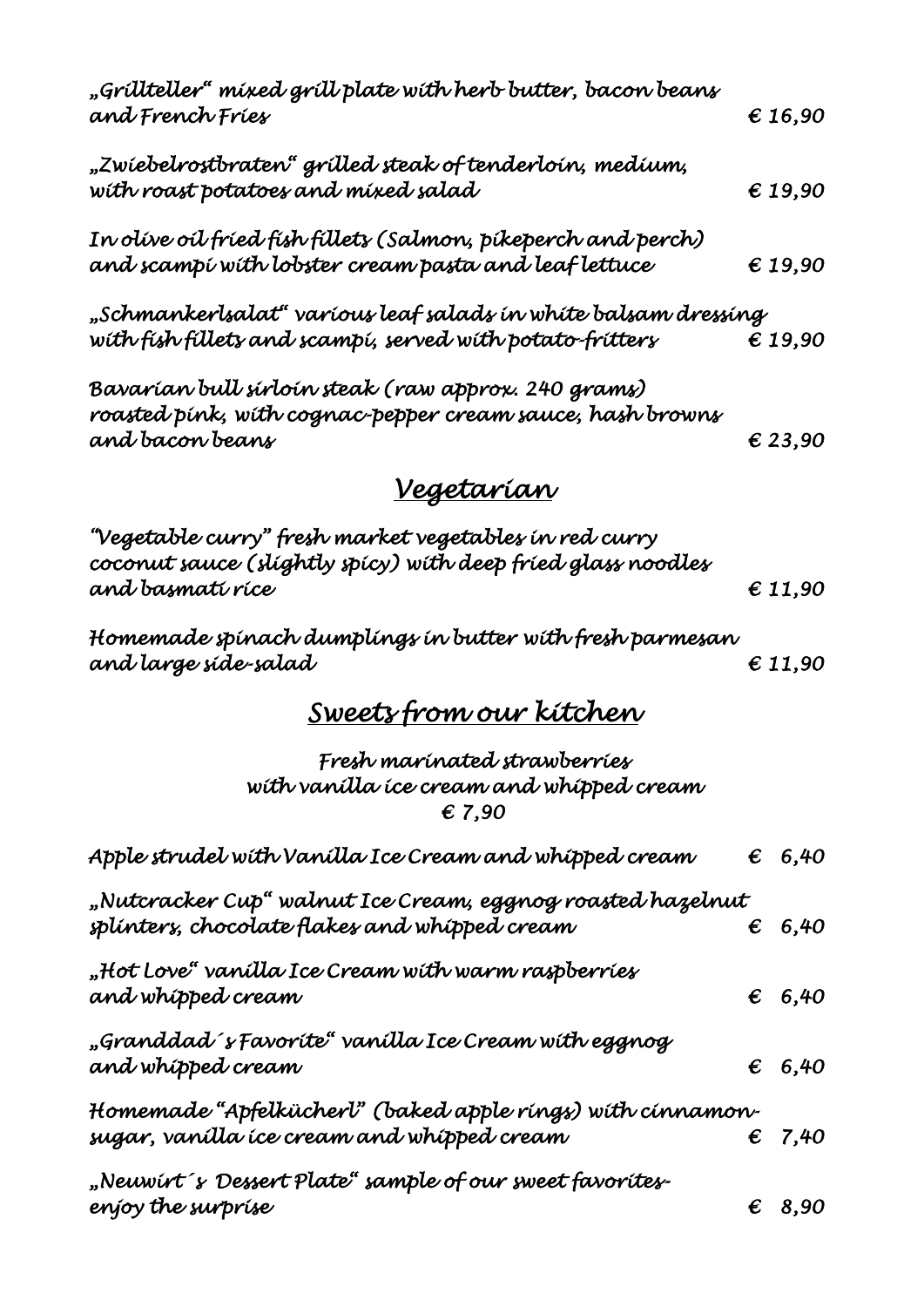„Grillteller" mixed grill plate with herb butter, bacon beans and French Fries € 16,90

„Zwiebelrostbraten" grilled steak of tenderloin, medium, with roast potatoes and mixed salad € 19,90

In olive oil fried fish fillets (Salmon, pikeperch and perch) and scampi with lobster cream pasta and leaf lettuce € 19,90

„Schmankerlsalat" various leaf salads in white balsam dressing with fish fillets and scampi, served with potato-fritters € 19,90

Bavarian bull sirloin steak (raw approx. 240 grams) roasted pink, with cognac-pepper cream sauce, hash browns and bacon beans € 23,90

## Vegetarian

"Vegetable curry" fresh market vegetables in red curry coconut sauce (slightly spicy) with deep fried glass noodles and basmati rice € 11,90

Homemade spinach dumplings in butter with fresh parmesan and large side-salad € 11,90

## Sweets from our kitchen

Fresh marinated strawberries
with vanilla ice cream and whipped cream
€ 7,90

Apple strudel with Vanilla Ice Cream and whipped cream € 6,40

„Nutcracker Cup" walnut Ice Cream, eggnog roasted hazelnut splinters, chocolate flakes and whipped cream € 6,40

„Hot Love" vanilla Ice Cream with warm raspberries and whipped cream € 6,40

„Granddad´s Favorite" vanilla Ice Cream with eggnog and whipped cream € 6,40

Homemade "Apfelkücherl" (baked apple rings) with cinnamon-sugar, vanilla ice cream and whipped cream € 7,40

„Neuwirt´s Dessert Plate" sample of our sweet favorites- enjoy the surprise € 8,90